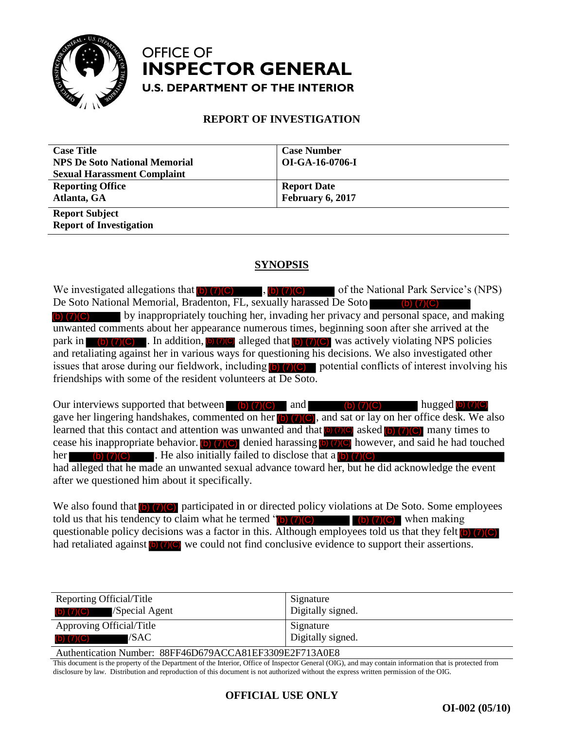# OFFICE OF INSPECTOR GENERAL

## U.S. DEPARTMENT OF THE INTERIOR

### REPORT OF INVESTIGATION

| **Case Title**<br>**NPS De Soto National Memorial Sexual Harassment Complaint** | **Case Number**<br>**OI-GA-16-0706-I** |
|---|---|
| **Reporting Office**<br>**Atlanta, GA** | **Report Date**<br>**February 6, 2017** |
| **Report Subject**<br>**Report of Investigation** | |

## SYNOPSIS

We investigated allegations that (b) (7)(C), (b) (7)(C) of the National Park Service's (NPS) De Soto National Memorial, Bradenton, FL, sexually harassed De Soto (b) (7)(C) (b) (7)(C) by inappropriately touching her, invading her privacy and personal space, and making unwanted comments about her appearance numerous times, beginning soon after she arrived at the park in (b) (7)(C). In addition, (b) (7)(C) alleged that (b) (7)(C) was actively violating NPS policies and retaliating against her in various ways for questioning his decisions. We also investigated other issues that arose during our fieldwork, including (b) (7)(C) potential conflicts of interest involving his friendships with some of the resident volunteers at De Soto.

Our interviews supported that between (b) (7)(C) and (b) (7)(C) hugged (b) (7)(C) gave her lingering handshakes, commented on her (b) (7)(C), and sat or lay on her office desk. We also learned that this contact and attention was unwanted and that (b) (7)(C) asked (b) (7)(C) many times to cease his inappropriate behavior. (b) (7)(C) denied harassing (b) (7)(C) however, and said he had touched her (b) (7)(C). He also initially failed to disclose that a (b) (7)(C) had alleged that he made an unwanted sexual advance toward her, but he did acknowledge the event after we questioned him about it specifically.

We also found that (b) (7)(C) participated in or directed policy violations at De Soto. Some employees told us that his tendency to claim what he termed "(b) (7)(C) (b) (7)(C) when making questionable policy decisions was a factor in this. Although employees told us that they felt (b) (7)(C) had retaliated against (b) (7)(C) we could not find conclusive evidence to support their assertions.

| Reporting Official/Title | Signature |
|---|---|
| (b) (7)(C) /Special Agent | Digitally signed. |
| Approving Official/Title | Signature |
| (b) (7)(C) /SAC | Digitally signed. |

Authentication Number: 88FF46D679ACCA81EF3309E2F713A0E8

This document is the property of the Department of the Interior, Office of Inspector General (OIG), and may contain information that is protected from disclosure by law. Distribution and reproduction of this document is not authorized without the express written permission of the OIG.

**OFFICIAL USE ONLY**

**OI-002 (05/10)**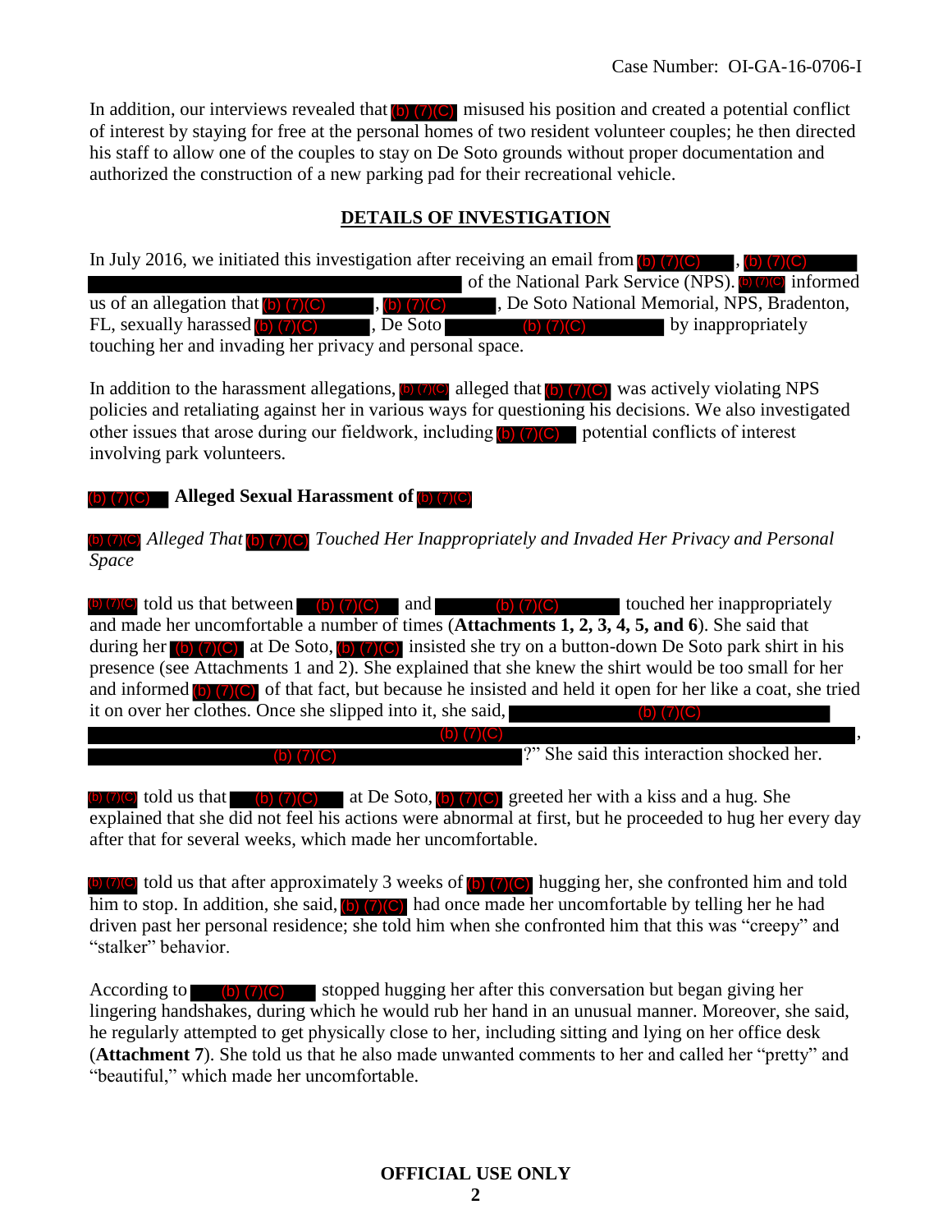Case Number: OI-GA-16-0706-I

In addition, our interviews revealed that (b) (7)(C) misused his position and created a potential conflict of interest by staying for free at the personal homes of two resident volunteer couples; he then directed his staff to allow one of the couples to stay on De Soto grounds without proper documentation and authorized the construction of a new parking pad for their recreational vehicle.

## DETAILS OF INVESTIGATION

In July 2016, we initiated this investigation after receiving an email from (b) (7)(C), (b) (7)(C) of the National Park Service (NPS). (b) (7)(C) informed us of an allegation that (b) (7)(C), (b) (7)(C), De Soto National Memorial, NPS, Bradenton, FL, sexually harassed (b) (7)(C), De Soto (b) (7)(C) by inappropriately touching her and invading her privacy and personal space.

In addition to the harassment allegations, (b) (7)(C) alleged that (b) (7)(C) was actively violating NPS policies and retaliating against her in various ways for questioning his decisions. We also investigated other issues that arose during our fieldwork, including (b) (7)(C) potential conflicts of interest involving park volunteers.

### (b) (7)(C) Alleged Sexual Harassment of (b) (7)(C)

*(b) (7)(C) Alleged That (b) (7)(C) Touched Her Inappropriately and Invaded Her Privacy and Personal Space*

(b) (7)(C) told us that between (b) (7)(C) and (b) (7)(C) touched her inappropriately and made her uncomfortable a number of times (**Attachments 1, 2, 3, 4, 5, and 6**). She said that during her (b) (7)(C) at De Soto, (b) (7)(C) insisted she try on a button-down De Soto park shirt in his presence (see Attachments 1 and 2). She explained that she knew the shirt would be too small for her and informed (b) (7)(C) of that fact, but because he insisted and held it open for her like a coat, she tried it on over her clothes. Once she slipped into it, she said, (b) (7)(C) (b) (7)(C), (b) (7)(C)?" She said this interaction shocked her.

(b) (7)(C) told us that (b) (7)(C) at De Soto, (b) (7)(C) greeted her with a kiss and a hug. She explained that she did not feel his actions were abnormal at first, but he proceeded to hug her every day after that for several weeks, which made her uncomfortable.

(b) (7)(C) told us that after approximately 3 weeks of (b) (7)(C) hugging her, she confronted him and told him to stop. In addition, she said, (b) (7)(C) had once made her uncomfortable by telling her he had driven past her personal residence; she told him when she confronted him that this was "creepy" and "stalker" behavior.

According to (b) (7)(C) stopped hugging her after this conversation but began giving her lingering handshakes, during which he would rub her hand in an unusual manner. Moreover, she said, he regularly attempted to get physically close to her, including sitting and lying on her office desk (**Attachment 7**). She told us that he also made unwanted comments to her and called her "pretty" and "beautiful," which made her uncomfortable.

**OFFICIAL USE ONLY**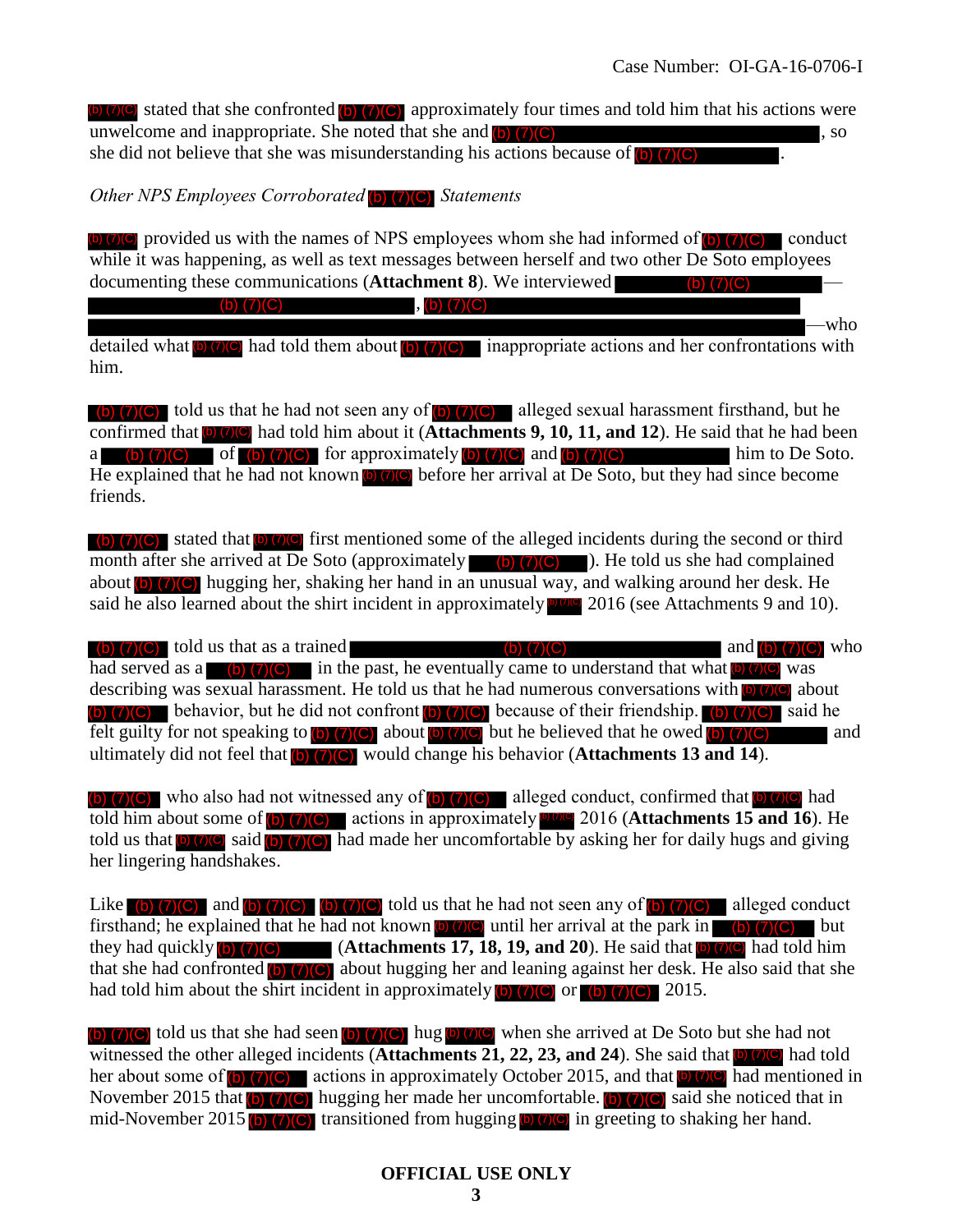(b) (7)(C) stated that she confronted (b) (7)(C) approximately four times and told him that his actions were unwelcome and inappropriate. She noted that she and (b) (7)(C), so she did not believe that she was misunderstanding his actions because of (b) (7)(C).

*Other NPS Employees Corroborated* (b) (7)(C) *Statements*

(b) (7)(C) provided us with the names of NPS employees whom she had informed of (b) (7)(C) conduct while it was happening, as well as text messages between herself and two other De Soto employees documenting these communications (**Attachment 8**). We interviewed (b) (7)(C)—(b) (7)(C), (b) (7)(C)—who detailed what (b) (7)(C) had told them about (b) (7)(C) inappropriate actions and her confrontations with him.

(b) (7)(C) told us that he had not seen any of (b) (7)(C) alleged sexual harassment firsthand, but he confirmed that (b) (7)(C) had told him about it (**Attachments 9, 10, 11, and 12**). He said that he had been a (b) (7)(C) of (b) (7)(C) for approximately (b) (7)(C) and (b) (7)(C) him to De Soto. He explained that he had not known (b) (7)(C) before her arrival at De Soto, but they had since become friends.

(b) (7)(C) stated that (b) (7)(C) first mentioned some of the alleged incidents during the second or third month after she arrived at De Soto (approximately (b) (7)(C)). He told us she had complained about (b) (7)(C) hugging her, shaking her hand in an unusual way, and walking around her desk. He said he also learned about the shirt incident in approximately (b) (7)(C) 2016 (see Attachments 9 and 10).

(b) (7)(C) told us that as a trained (b) (7)(C) and (b) (7)(C) who had served as a (b) (7)(C) in the past, he eventually came to understand that what (b) (7)(C) was describing was sexual harassment. He told us that he had numerous conversations with (b) (7)(C) about (b) (7)(C) behavior, but he did not confront (b) (7)(C) because of their friendship. (b) (7)(C) said he felt guilty for not speaking to (b) (7)(C) about (b) (7)(C) but he believed that he owed (b) (7)(C) and ultimately did not feel that (b) (7)(C) would change his behavior (**Attachments 13 and 14**).

(b) (7)(C) who also had not witnessed any of (b) (7)(C) alleged conduct, confirmed that (b) (7)(C) had told him about some of (b) (7)(C) actions in approximately (b) (7)(C) 2016 (**Attachments 15 and 16**). He told us that (b) (7)(C) said (b) (7)(C) had made her uncomfortable by asking her for daily hugs and giving her lingering handshakes.

Like (b) (7)(C) and (b) (7)(C) (b) (7)(C) told us that he had not seen any of (b) (7)(C) alleged conduct firsthand; he explained that he had not known (b) (7)(C) until her arrival at the park in (b) (7)(C) but they had quickly (b) (7)(C) (**Attachments 17, 18, 19, and 20**). He said that (b) (7)(C) had told him that she had confronted (b) (7)(C) about hugging her and leaning against her desk. He also said that she had told him about the shirt incident in approximately (b) (7)(C) or (b) (7)(C) 2015.

(b) (7)(C) told us that she had seen (b) (7)(C) hug (b) (7)(C) when she arrived at De Soto but she had not witnessed the other alleged incidents (**Attachments 21, 22, 23, and 24**). She said that (b) (7)(C) had told her about some of (b) (7)(C) actions in approximately October 2015, and that (b) (7)(C) had mentioned in November 2015 that (b) (7)(C) hugging her made her uncomfortable. (b) (7)(C) said she noticed that in mid-November 2015 (b) (7)(C) transitioned from hugging (b) (7)(C) in greeting to shaking her hand.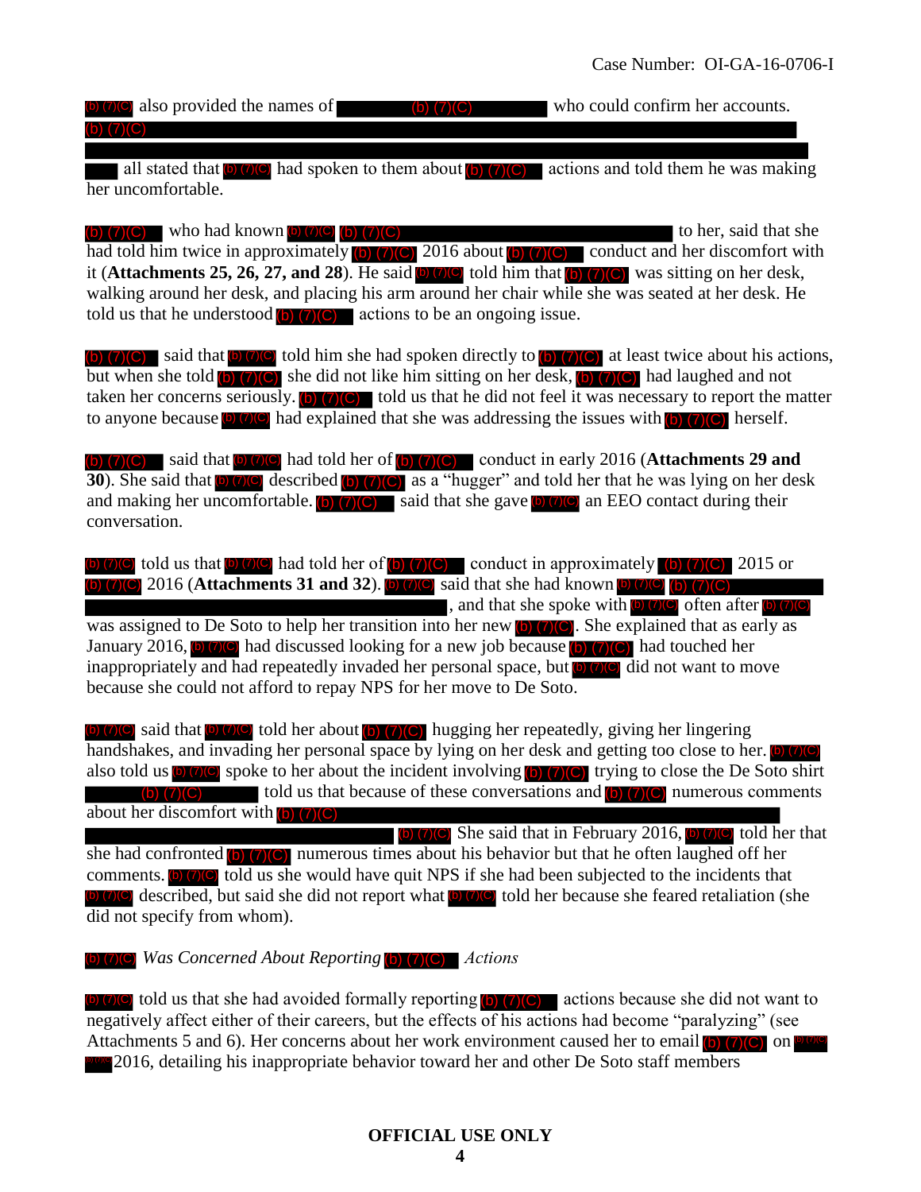(b) (7)(C) also provided the names of (b) (7)(C) who could confirm her accounts. (b) (7)(C) all stated that (b) (7)(C) had spoken to them about (b) (7)(C) actions and told them he was making her uncomfortable.

(b) (7)(C) who had known (b) (7)(C) (b) (7)(C) to her, said that she had told him twice in approximately (b) (7)(C) 2016 about (b) (7)(C) conduct and her discomfort with it (**Attachments 25, 26, 27, and 28**). He said (b) (7)(C) told him that (b) (7)(C) was sitting on her desk, walking around her desk, and placing his arm around her chair while she was seated at her desk. He told us that he understood (b) (7)(C) actions to be an ongoing issue.

(b) (7)(C) said that (b) (7)(C) told him she had spoken directly to (b) (7)(C) at least twice about his actions, but when she told (b) (7)(C) she did not like him sitting on her desk, (b) (7)(C) had laughed and not taken her concerns seriously. (b) (7)(C) told us that he did not feel it was necessary to report the matter to anyone because (b) (7)(C) had explained that she was addressing the issues with (b) (7)(C) herself.

(b) (7)(C) said that (b) (7)(C) had told her of (b) (7)(C) conduct in early 2016 (**Attachments 29 and 30**). She said that (b) (7)(C) described (b) (7)(C) as a "hugger" and told her that he was lying on her desk and making her uncomfortable. (b) (7)(C) said that she gave (b) (7)(C) an EEO contact during their conversation.

(b) (7)(C) told us that (b) (7)(C) had told her of (b) (7)(C) conduct in approximately (b) (7)(C) 2015 or (b) (7)(C) 2016 (**Attachments 31 and 32**). (b) (7)(C) said that she had known (b) (7)(C) (b) (7)(C), and that she spoke with (b) (7)(C) often after (b) (7)(C) was assigned to De Soto to help her transition into her new (b) (7)(C). She explained that as early as January 2016, (b) (7)(C) had discussed looking for a new job because (b) (7)(C) had touched her inappropriately and had repeatedly invaded her personal space, but (b) (7)(C) did not want to move because she could not afford to repay NPS for her move to De Soto.

(b) (7)(C) said that (b) (7)(C) told her about (b) (7)(C) hugging her repeatedly, giving her lingering handshakes, and invading her personal space by lying on her desk and getting too close to her. (b) (7)(C) also told us (b) (7)(C) spoke to her about the incident involving (b) (7)(C) trying to close the De Soto shirt (b) (7)(C) told us that because of these conversations and (b) (7)(C) numerous comments about her discomfort with (b) (7)(C) (b) (7)(C) She said that in February 2016, (b) (7)(C) told her that she had confronted (b) (7)(C) numerous times about his behavior but that he often laughed off her comments. (b) (7)(C) told us she would have quit NPS if she had been subjected to the incidents that (b) (7)(C) described, but said she did not report what (b) (7)(C) told her because she feared retaliation (she did not specify from whom).

### (b) (7)(C) *Was Concerned About Reporting* (b) (7)(C) *Actions*

(b) (7)(C) told us that she had avoided formally reporting (b) (7)(C) actions because she did not want to negatively affect either of their careers, but the effects of his actions had become "paralyzing" (see Attachments 5 and 6). Her concerns about her work environment caused her to email (b) (7)(C) on (b) (7)(C) 2016, detailing his inappropriate behavior toward her and other De Soto staff members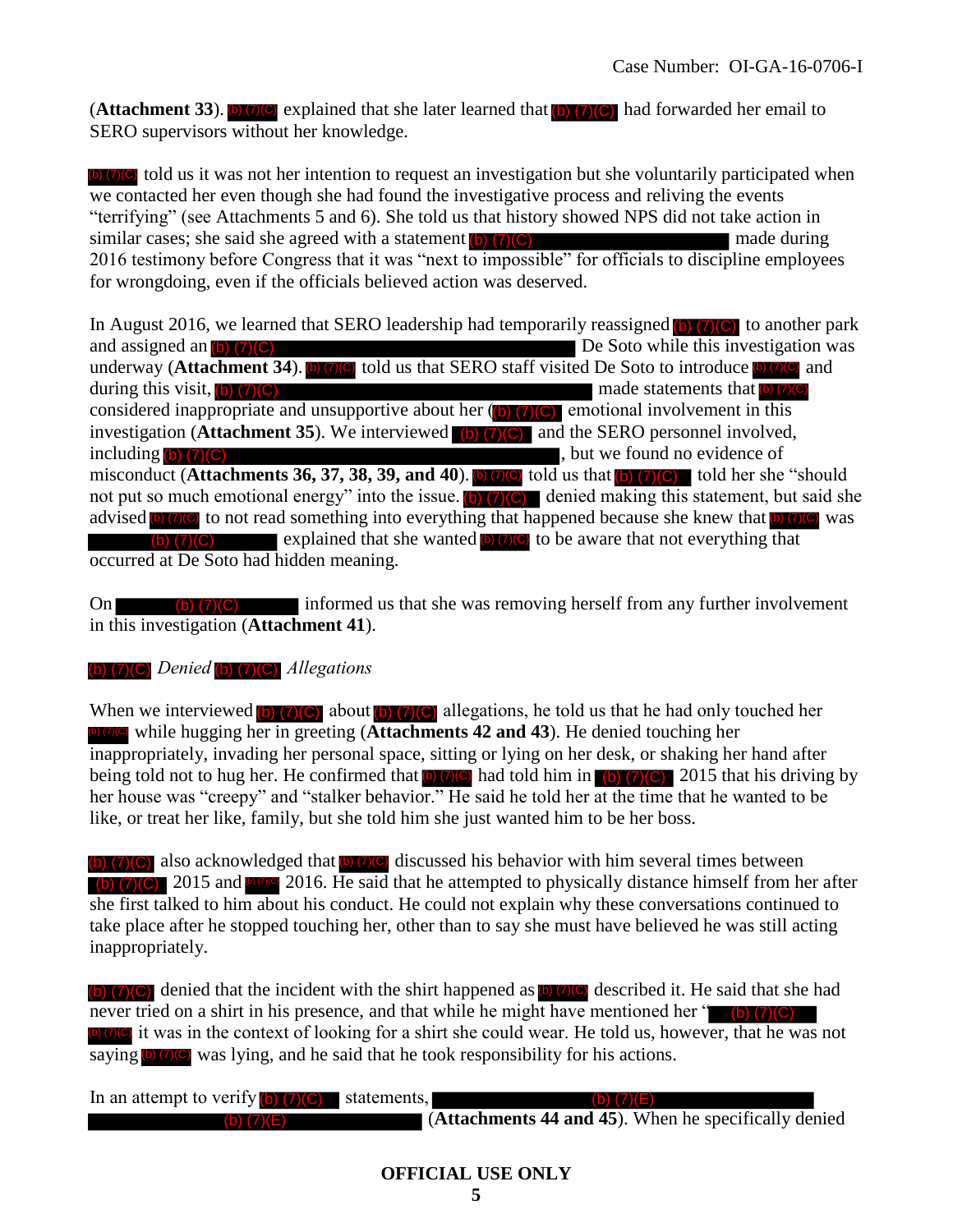(**Attachment 33**). (b) (7)(C) explained that she later learned that (b) (7)(C) had forwarded her email to SERO supervisors without her knowledge.

(b) (7)(C) told us it was not her intention to request an investigation but she voluntarily participated when we contacted her even though she had found the investigative process and reliving the events "terrifying" (see Attachments 5 and 6). She told us that history showed NPS did not take action in similar cases; she said she agreed with a statement (b) (7)(C) made during 2016 testimony before Congress that it was "next to impossible" for officials to discipline employees for wrongdoing, even if the officials believed action was deserved.

In August 2016, we learned that SERO leadership had temporarily reassigned (b) (7)(C) to another park and assigned an (b) (7)(C) De Soto while this investigation was underway (**Attachment 34**). (b) (7)(C) told us that SERO staff visited De Soto to introduce (b) (7)(C) and during this visit, (b) (7)(C) made statements that (b) (7)(C) considered inappropriate and unsupportive about her (b) (7)(C) emotional involvement in this investigation (**Attachment 35**). We interviewed (b) (7)(C) and the SERO personnel involved, including (b) (7)(C), but we found no evidence of misconduct (**Attachments 36, 37, 38, 39, and 40**). (b) (7)(C) told us that (b) (7)(C) told her she "should not put so much emotional energy" into the issue. (b) (7)(C) denied making this statement, but said she advised (b) (7)(C) to not read something into everything that happened because she knew that (b) (7)(C) was (b) (7)(C) explained that she wanted (b) (7)(C) to be aware that not everything that occurred at De Soto had hidden meaning.

On (b) (7)(C) informed us that she was removing herself from any further involvement in this investigation (**Attachment 41**).

### (b) (7)(C) *Denied* (b) (7)(C) *Allegations*

When we interviewed (b) (7)(C) about (b) (7)(C) allegations, he told us that he had only touched her (b) (7)(C) while hugging her in greeting (**Attachments 42 and 43**). He denied touching her inappropriately, invading her personal space, sitting or lying on her desk, or shaking her hand after being told not to hug her. He confirmed that (b) (7)(C) had told him in (b) (7)(C) 2015 that his driving by her house was "creepy" and "stalker behavior." He said he told her at the time that he wanted to be like, or treat her like, family, but she told him she just wanted him to be her boss.

(b) (7)(C) also acknowledged that (b) (7)(C) discussed his behavior with him several times between (b) (7)(C) 2015 and (b) (7)(C) 2016. He said that he attempted to physically distance himself from her after she first talked to him about his conduct. He could not explain why these conversations continued to take place after he stopped touching her, other than to say she must have believed he was still acting inappropriately.

(b) (7)(C) denied that the incident with the shirt happened as (b) (7)(C) described it. He said that she had never tried on a shirt in his presence, and that while he might have mentioned her "(b) (7)(C) (b) (7)(C) it was in the context of looking for a shirt she could wear. He told us, however, that he was not saying (b) (7)(C) was lying, and he said that he took responsibility for his actions.

In an attempt to verify (b) (7)(C) statements, (b) (7)(E) (b) (7)(E) (**Attachments 44 and 45**). When he specifically denied

**OFFICIAL USE ONLY**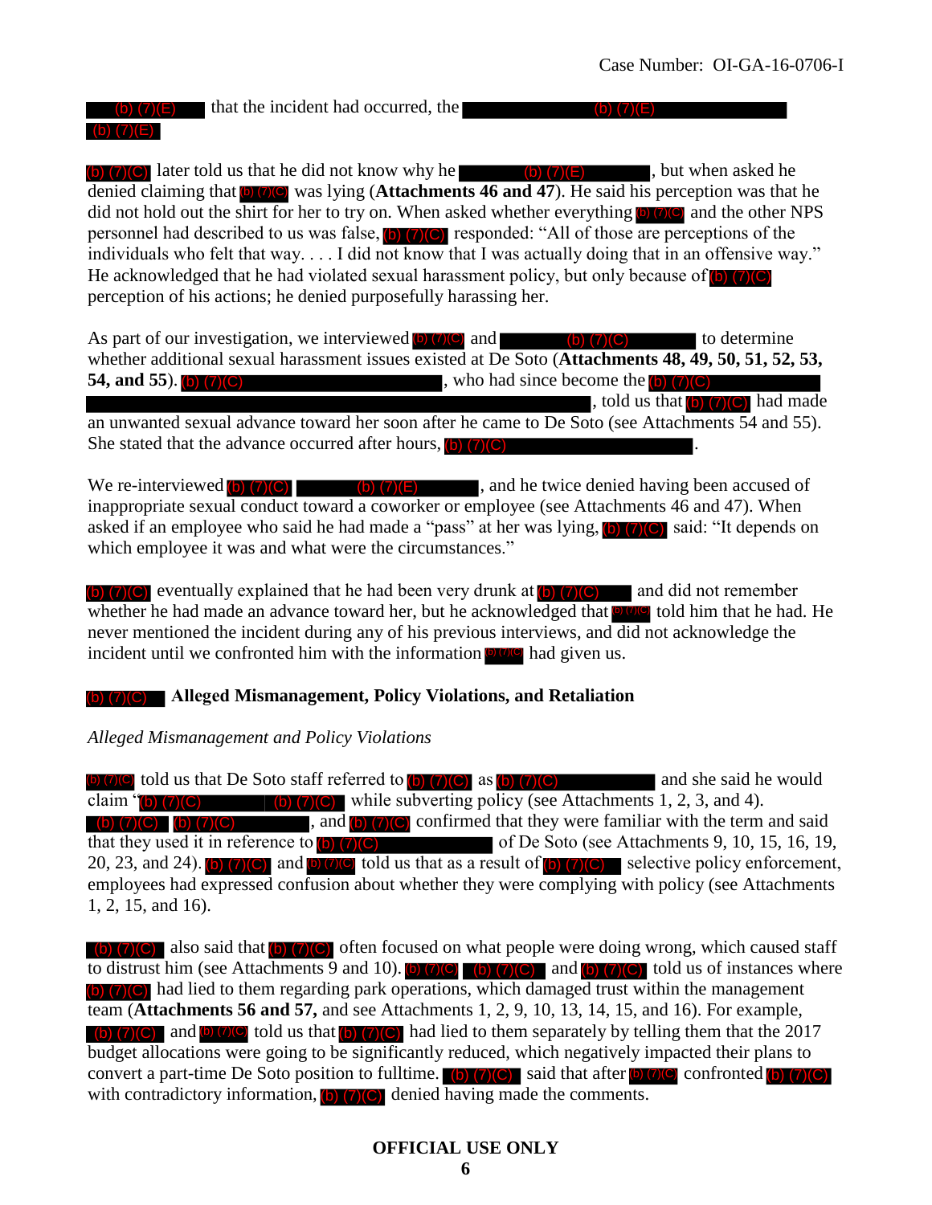(b) (7)(E) that the incident had occurred, the (b) (7)(E) (b) (7)(E)

(b) (7)(C) later told us that he did not know why he (b) (7)(E), but when asked he denied claiming that (b) (7)(C) was lying (**Attachments 46 and 47**). He said his perception was that he did not hold out the shirt for her to try on. When asked whether everything (b) (7)(C) and the other NPS personnel had described to us was false, (b) (7)(C) responded: "All of those are perceptions of the individuals who felt that way. . . . I did not know that I was actually doing that in an offensive way." He acknowledged that he had violated sexual harassment policy, but only because of (b) (7)(C) perception of his actions; he denied purposefully harassing her.

As part of our investigation, we interviewed (b) (7)(C) and (b) (7)(C) to determine whether additional sexual harassment issues existed at De Soto (**Attachments 48, 49, 50, 51, 52, 53, 54, and 55**). (b) (7)(C), who had since become the (b) (7)(C), told us that (b) (7)(C) had made an unwanted sexual advance toward her soon after he came to De Soto (see Attachments 54 and 55). She stated that the advance occurred after hours, (b) (7)(C).

We re-interviewed (b) (7)(C) (b) (7)(E), and he twice denied having been accused of inappropriate sexual conduct toward a coworker or employee (see Attachments 46 and 47). When asked if an employee who said he had made a "pass" at her was lying, (b) (7)(C) said: "It depends on which employee it was and what were the circumstances."

(b) (7)(C) eventually explained that he had been very drunk at (b) (7)(C) and did not remember whether he had made an advance toward her, but he acknowledged that (b) (7)(C) told him that he had. He never mentioned the incident during any of his previous interviews, and did not acknowledge the incident until we confronted him with the information (b) (7)(C) had given us.

### (b) (7)(C) Alleged Mismanagement, Policy Violations, and Retaliation

*Alleged Mismanagement and Policy Violations*

(b) (7)(C) told us that De Soto staff referred to (b) (7)(C) as (b) (7)(C) and she said he would claim "(b) (7)(C) (b) (7)(C) while subverting policy (see Attachments 1, 2, 3, and 4). (b) (7)(C) (b) (7)(C), and (b) (7)(C) confirmed that they were familiar with the term and said that they used it in reference to (b) (7)(C) of De Soto (see Attachments 9, 10, 15, 16, 19, 20, 23, and 24). (b) (7)(C) and (b) (7)(C) told us that as a result of (b) (7)(C) selective policy enforcement, employees had expressed confusion about whether they were complying with policy (see Attachments 1, 2, 15, and 16).

(b) (7)(C) also said that (b) (7)(C) often focused on what people were doing wrong, which caused staff to distrust him (see Attachments 9 and 10). (b) (7)(C) (b) (7)(C) and (b) (7)(C) told us of instances where (b) (7)(C) had lied to them regarding park operations, which damaged trust within the management team (**Attachments 56 and 57,** and see Attachments 1, 2, 9, 10, 13, 14, 15, and 16). For example, (b) (7)(C) and (b) (7)(C) told us that (b) (7)(C) had lied to them separately by telling them that the 2017 budget allocations were going to be significantly reduced, which negatively impacted their plans to convert a part-time De Soto position to fulltime. (b) (7)(C) said that after (b) (7)(C) confronted (b) (7)(C) with contradictory information, (b) (7)(C) denied having made the comments.

**OFFICIAL USE ONLY**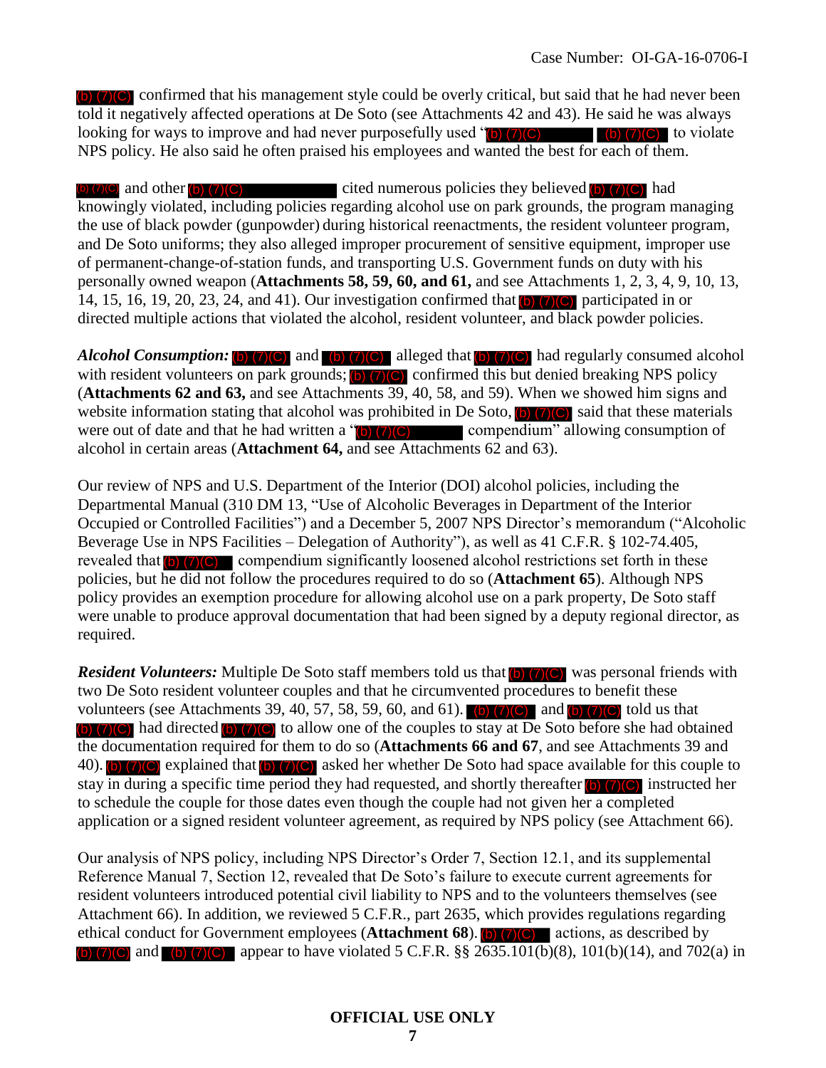(b) (7)(C) confirmed that his management style could be overly critical, but said that he had never been told it negatively affected operations at De Soto (see Attachments 42 and 43). He said he was always looking for ways to improve and had never purposefully used "(b) (7)(C) (b) (7)(C) to violate NPS policy. He also said he often praised his employees and wanted the best for each of them.

(b) (7)(C) and other (b) (7)(C) cited numerous policies they believed (b) (7)(C) had knowingly violated, including policies regarding alcohol use on park grounds, the program managing the use of black powder (gunpowder) during historical reenactments, the resident volunteer program, and De Soto uniforms; they also alleged improper procurement of sensitive equipment, improper use of permanent-change-of-station funds, and transporting U.S. Government funds on duty with his personally owned weapon (**Attachments 58, 59, 60, and 61,** and see Attachments 1, 2, 3, 4, 9, 10, 13, 14, 15, 16, 19, 20, 23, 24, and 41). Our investigation confirmed that (b) (7)(C) participated in or directed multiple actions that violated the alcohol, resident volunteer, and black powder policies.

***Alcohol Consumption:*** (b) (7)(C) and (b) (7)(C) alleged that (b) (7)(C) had regularly consumed alcohol with resident volunteers on park grounds; (b) (7)(C) confirmed this but denied breaking NPS policy (**Attachments 62 and 63,** and see Attachments 39, 40, 58, and 59). When we showed him signs and website information stating that alcohol was prohibited in De Soto, (b) (7)(C) said that these materials were out of date and that he had written a "(b) (7)(C) compendium" allowing consumption of alcohol in certain areas (**Attachment 64,** and see Attachments 62 and 63).

Our review of NPS and U.S. Department of the Interior (DOI) alcohol policies, including the Departmental Manual (310 DM 13, "Use of Alcoholic Beverages in Department of the Interior Occupied or Controlled Facilities") and a December 5, 2007 NPS Director's memorandum ("Alcoholic Beverage Use in NPS Facilities – Delegation of Authority"), as well as 41 C.F.R. § 102-74.405, revealed that (b) (7)(C) compendium significantly loosened alcohol restrictions set forth in these policies, but he did not follow the procedures required to do so (**Attachment 65**). Although NPS policy provides an exemption procedure for allowing alcohol use on a park property, De Soto staff were unable to produce approval documentation that had been signed by a deputy regional director, as required.

***Resident Volunteers:*** Multiple De Soto staff members told us that (b) (7)(C) was personal friends with two De Soto resident volunteer couples and that he circumvented procedures to benefit these volunteers (see Attachments 39, 40, 57, 58, 59, 60, and 61). (b) (7)(C) and (b) (7)(C) told us that (b) (7)(C) had directed (b) (7)(C) to allow one of the couples to stay at De Soto before she had obtained the documentation required for them to do so (**Attachments 66 and 67**, and see Attachments 39 and 40). (b) (7)(C) explained that (b) (7)(C) asked her whether De Soto had space available for this couple to stay in during a specific time period they had requested, and shortly thereafter (b) (7)(C) instructed her to schedule the couple for those dates even though the couple had not given her a completed application or a signed resident volunteer agreement, as required by NPS policy (see Attachment 66).

Our analysis of NPS policy, including NPS Director's Order 7, Section 12.1, and its supplemental Reference Manual 7, Section 12, revealed that De Soto's failure to execute current agreements for resident volunteers introduced potential civil liability to NPS and to the volunteers themselves (see Attachment 66). In addition, we reviewed 5 C.F.R., part 2635, which provides regulations regarding ethical conduct for Government employees (**Attachment 68**). (b) (7)(C) actions, as described by (b) (7)(C) and (b) (7)(C) appear to have violated 5 C.F.R. §§ 2635.101(b)(8), 101(b)(14), and 702(a) in

**OFFICIAL USE ONLY**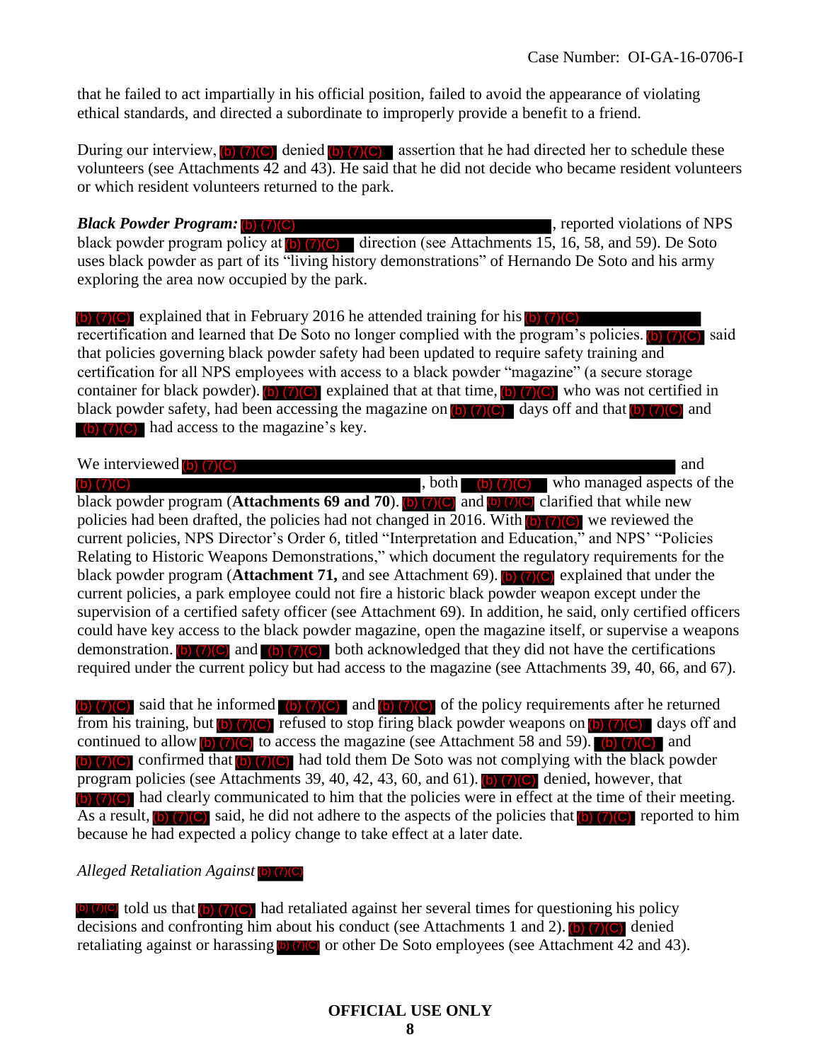that he failed to act impartially in his official position, failed to avoid the appearance of violating ethical standards, and directed a subordinate to improperly provide a benefit to a friend.

During our interview, (b) (7)(C) denied (b) (7)(C) assertion that he had directed her to schedule these volunteers (see Attachments 42 and 43). He said that he did not decide who became resident volunteers or which resident volunteers returned to the park.

***Black Powder Program:*** (b) (7)(C), reported violations of NPS black powder program policy at (b) (7)(C) direction (see Attachments 15, 16, 58, and 59). De Soto uses black powder as part of its "living history demonstrations" of Hernando De Soto and his army exploring the area now occupied by the park.

(b) (7)(C) explained that in February 2016 he attended training for his (b) (7)(C) recertification and learned that De Soto no longer complied with the program's policies. (b) (7)(C) said that policies governing black powder safety had been updated to require safety training and certification for all NPS employees with access to a black powder "magazine" (a secure storage container for black powder). (b) (7)(C) explained that at that time, (b) (7)(C) who was not certified in black powder safety, had been accessing the magazine on (b) (7)(C) days off and that (b) (7)(C) and (b) (7)(C) had access to the magazine's key.

We interviewed (b) (7)(C) and (b) (7)(C), both (b) (7)(C) who managed aspects of the black powder program (**Attachments 69 and 70**). (b) (7)(C) and (b) (7)(C) clarified that while new policies had been drafted, the policies had not changed in 2016. With (b) (7)(C) we reviewed the current policies, NPS Director's Order 6, titled "Interpretation and Education," and NPS' "Policies Relating to Historic Weapons Demonstrations," which document the regulatory requirements for the black powder program (**Attachment 71,** and see Attachment 69). (b) (7)(C) explained that under the current policies, a park employee could not fire a historic black powder weapon except under the supervision of a certified safety officer (see Attachment 69). In addition, he said, only certified officers could have key access to the black powder magazine, open the magazine itself, or supervise a weapons demonstration. (b) (7)(C) and (b) (7)(C) both acknowledged that they did not have the certifications required under the current policy but had access to the magazine (see Attachments 39, 40, 66, and 67).

(b) (7)(C) said that he informed (b) (7)(C) and (b) (7)(C) of the policy requirements after he returned from his training, but (b) (7)(C) refused to stop firing black powder weapons on (b) (7)(C) days off and continued to allow (b) (7)(C) to access the magazine (see Attachment 58 and 59). (b) (7)(C) and (b) (7)(C) confirmed that (b) (7)(C) had told them De Soto was not complying with the black powder program policies (see Attachments 39, 40, 42, 43, 60, and 61). (b) (7)(C) denied, however, that (b) (7)(C) had clearly communicated to him that the policies were in effect at the time of their meeting. As a result, (b) (7)(C) said, he did not adhere to the aspects of the policies that (b) (7)(C) reported to him because he had expected a policy change to take effect at a later date.

*Alleged Retaliation Against* (b) (7)(C)

(b) (7)(C) told us that (b) (7)(C) had retaliated against her several times for questioning his policy decisions and confronting him about his conduct (see Attachments 1 and 2). (b) (7)(C) denied retaliating against or harassing (b) (7)(C) or other De Soto employees (see Attachment 42 and 43).

**OFFICIAL USE ONLY**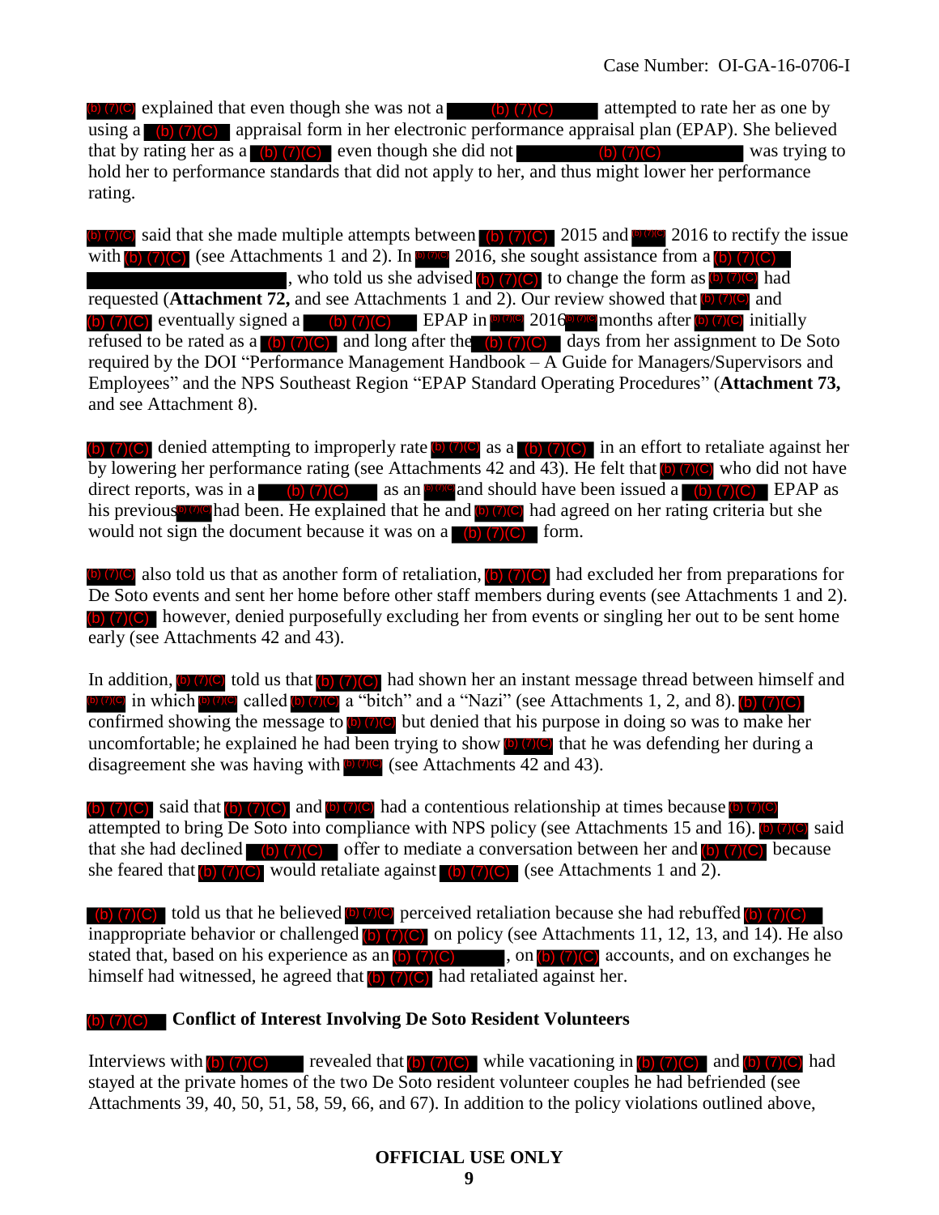(b) (7)(C) explained that even though she was not a (b) (7)(C) attempted to rate her as one by using a (b) (7)(C) appraisal form in her electronic performance appraisal plan (EPAP). She believed that by rating her as a (b) (7)(C) even though she did not (b) (7)(C) was trying to hold her to performance standards that did not apply to her, and thus might lower her performance rating.

(b) (7)(C) said that she made multiple attempts between (b) (7)(C) 2015 and (b) (7)(C) 2016 to rectify the issue with (b) (7)(C) (see Attachments 1 and 2). In (b) (7)(C) 2016, she sought assistance from a (b) (7)(C) , who told us she advised (b) (7)(C) to change the form as (b) (7)(C) had requested (**Attachment 72,** and see Attachments 1 and 2). Our review showed that (b) (7)(C) and (b) (7)(C) eventually signed a (b) (7)(C) EPAP in (b) (7)(C) 2016 (b) (7)(C) months after (b) (7)(C) initially refused to be rated as a (b) (7)(C) and long after the (b) (7)(C) days from her assignment to De Soto required by the DOI "Performance Management Handbook – A Guide for Managers/Supervisors and Employees" and the NPS Southeast Region "EPAP Standard Operating Procedures" (**Attachment 73,** and see Attachment 8).

(b) (7)(C) denied attempting to improperly rate (b) (7)(C) as a (b) (7)(C) in an effort to retaliate against her by lowering her performance rating (see Attachments 42 and 43). He felt that (b) (7)(C) who did not have direct reports, was in a (b) (7)(C) as an (b) (7)(C) and should have been issued a (b) (7)(C) EPAP as his previous (b) (7)(C) had been. He explained that he and (b) (7)(C) had agreed on her rating criteria but she would not sign the document because it was on a (b) (7)(C) form.

(b) (7)(C) also told us that as another form of retaliation, (b) (7)(C) had excluded her from preparations for De Soto events and sent her home before other staff members during events (see Attachments 1 and 2). (b) (7)(C) however, denied purposefully excluding her from events or singling her out to be sent home early (see Attachments 42 and 43).

In addition, (b) (7)(C) told us that (b) (7)(C) had shown her an instant message thread between himself and (b) (7)(C) in which (b) (7)(C) called (b) (7)(C) a "bitch" and a "Nazi" (see Attachments 1, 2, and 8). (b) (7)(C) confirmed showing the message to (b) (7)(C) but denied that his purpose in doing so was to make her uncomfortable; he explained he had been trying to show (b) (7)(C) that he was defending her during a disagreement she was having with (b) (7)(C) (see Attachments 42 and 43).

(b) (7)(C) said that (b) (7)(C) and (b) (7)(C) had a contentious relationship at times because (b) (7)(C) attempted to bring De Soto into compliance with NPS policy (see Attachments 15 and 16). (b) (7)(C) said that she had declined (b) (7)(C) offer to mediate a conversation between her and (b) (7)(C) because she feared that (b) (7)(C) would retaliate against (b) (7)(C) (see Attachments 1 and 2).

(b) (7)(C) told us that he believed (b) (7)(C) perceived retaliation because she had rebuffed (b) (7)(C) inappropriate behavior or challenged (b) (7)(C) on policy (see Attachments 11, 12, 13, and 14). He also stated that, based on his experience as an (b) (7)(C) , on (b) (7)(C) accounts, and on exchanges he himself had witnessed, he agreed that (b) (7)(C) had retaliated against her.

### (b) (7)(C) Conflict of Interest Involving De Soto Resident Volunteers

Interviews with (b) (7)(C) revealed that (b) (7)(C) while vacationing in (b) (7)(C) and (b) (7)(C) had stayed at the private homes of the two De Soto resident volunteer couples he had befriended (see Attachments 39, 40, 50, 51, 58, 59, 66, and 67). In addition to the policy violations outlined above,

**OFFICIAL USE ONLY**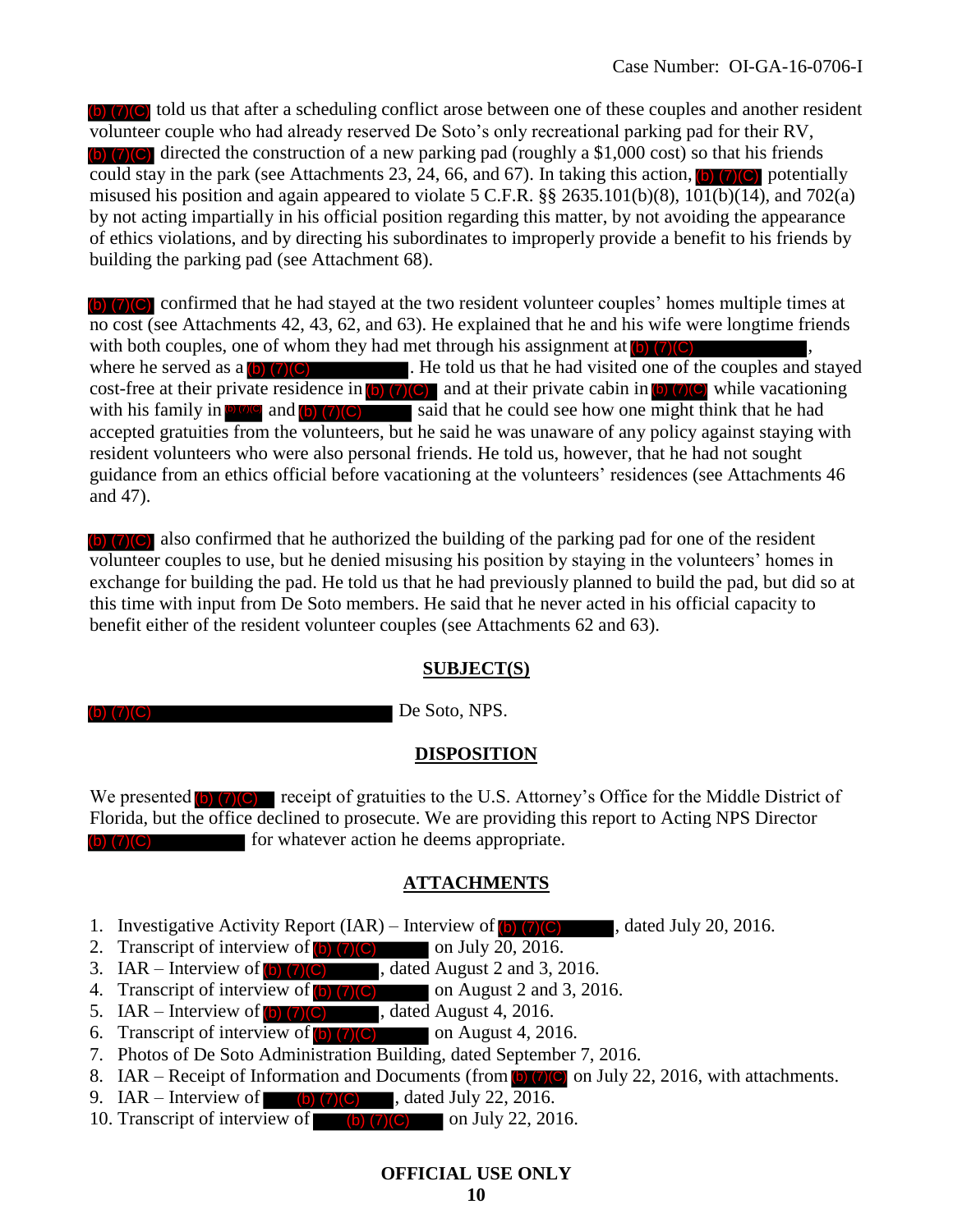(b) (7)(C) told us that after a scheduling conflict arose between one of these couples and another resident volunteer couple who had already reserved De Soto's only recreational parking pad for their RV, (b) (7)(C) directed the construction of a new parking pad (roughly a $1,000 cost) so that his friends could stay in the park (see Attachments 23, 24, 66, and 67). In taking this action, (b) (7)(C) potentially misused his position and again appeared to violate 5 C.F.R. §§ 2635.101(b)(8), 101(b)(14), and 702(a) by not acting impartially in his official position regarding this matter, by not avoiding the appearance of ethics violations, and by directing his subordinates to improperly provide a benefit to his friends by building the parking pad (see Attachment 68).

(b) (7)(C) confirmed that he had stayed at the two resident volunteer couples' homes multiple times at no cost (see Attachments 42, 43, 62, and 63). He explained that he and his wife were longtime friends with both couples, one of whom they had met through his assignment at (b) (7)(C), where he served as a (b) (7)(C). He told us that he had visited one of the couples and stayed cost-free at their private residence in (b) (7)(C) and at their private cabin in (b) (7)(C) while vacationing with his family in (b) (7)(C) and (b) (7)(C) said that he could see how one might think that he had accepted gratuities from the volunteers, but he said he was unaware of any policy against staying with resident volunteers who were also personal friends. He told us, however, that he had not sought guidance from an ethics official before vacationing at the volunteers' residences (see Attachments 46 and 47).

(b) (7)(C) also confirmed that he authorized the building of the parking pad for one of the resident volunteer couples to use, but he denied misusing his position by staying in the volunteers' homes in exchange for building the pad. He told us that he had previously planned to build the pad, but did so at this time with input from De Soto members. He said that he never acted in his official capacity to benefit either of the resident volunteer couples (see Attachments 62 and 63).

## SUBJECT(S)

(b) (7)(C) De Soto, NPS.

## DISPOSITION

We presented (b) (7)(C) receipt of gratuities to the U.S. Attorney's Office for the Middle District of Florida, but the office declined to prosecute. We are providing this report to Acting NPS Director (b) (7)(C) for whatever action he deems appropriate.

## ATTACHMENTS

1. Investigative Activity Report (IAR) – Interview of (b) (7)(C), dated July 20, 2016.
2. Transcript of interview of (b) (7)(C) on July 20, 2016.
3. IAR – Interview of (b) (7)(C), dated August 2 and 3, 2016.
4. Transcript of interview of (b) (7)(C) on August 2 and 3, 2016.
5. IAR – Interview of (b) (7)(C), dated August 4, 2016.
6. Transcript of interview of (b) (7)(C) on August 4, 2016.
7. Photos of De Soto Administration Building, dated September 7, 2016.
8. IAR – Receipt of Information and Documents (from (b) (7)(C) on July 22, 2016, with attachments.
9. IAR – Interview of (b) (7)(C), dated July 22, 2016.
10. Transcript of interview of (b) (7)(C) on July 22, 2016.

**OFFICIAL USE ONLY**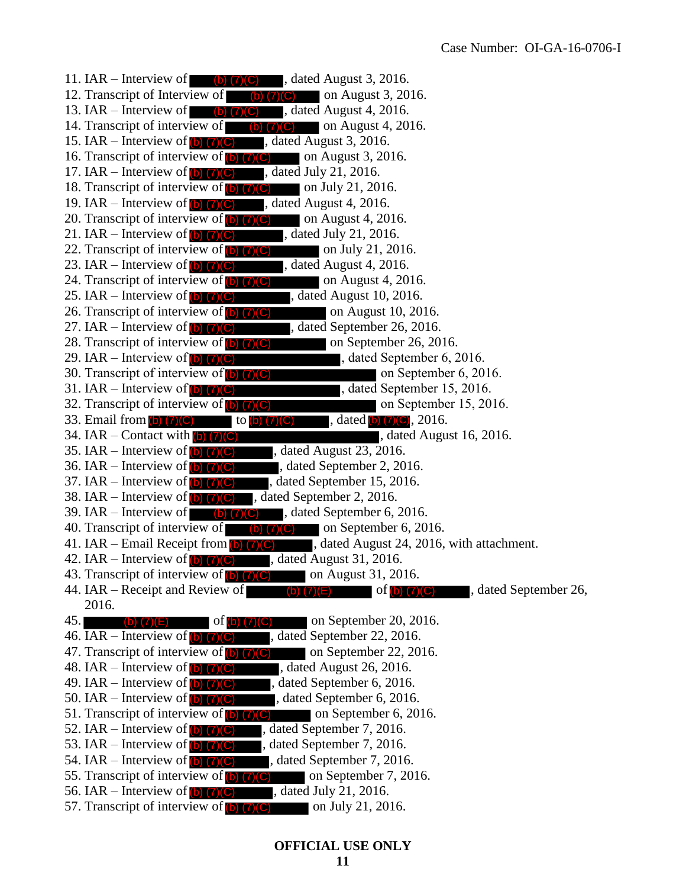11. IAR – Interview of (b) (7)(C), dated August 3, 2016.
12. Transcript of Interview of (b) (7)(C) on August 3, 2016.
13. IAR – Interview of (b) (7)(C), dated August 4, 2016.
14. Transcript of interview of (b) (7)(C) on August 4, 2016.
15. IAR – Interview of (b) (7)(C), dated August 3, 2016.
16. Transcript of interview of (b) (7)(C) on August 3, 2016.
17. IAR – Interview of (b) (7)(C), dated July 21, 2016.
18. Transcript of interview of (b) (7)(C) on July 21, 2016.
19. IAR – Interview of (b) (7)(C), dated August 4, 2016.
20. Transcript of interview of (b) (7)(C) on August 4, 2016.
21. IAR – Interview of (b) (7)(C), dated July 21, 2016.
22. Transcript of interview of (b) (7)(C) on July 21, 2016.
23. IAR – Interview of (b) (7)(C), dated August 4, 2016.
24. Transcript of interview of (b) (7)(C) on August 4, 2016.
25. IAR – Interview of (b) (7)(C), dated August 10, 2016.
26. Transcript of interview of (b) (7)(C) on August 10, 2016.
27. IAR – Interview of (b) (7)(C), dated September 26, 2016.
28. Transcript of interview of (b) (7)(C) on September 26, 2016.
29. IAR – Interview of (b) (7)(C), dated September 6, 2016.
30. Transcript of interview of (b) (7)(C) on September 6, 2016.
31. IAR – Interview of (b) (7)(C), dated September 15, 2016.
32. Transcript of interview of (b) (7)(C) on September 15, 2016.
33. Email from (b) (7)(C) to (b) (7)(C), dated (b) (7)(C), 2016.
34. IAR – Contact with (b) (7)(C), dated August 16, 2016.
35. IAR – Interview of (b) (7)(C), dated August 23, 2016.
36. IAR – Interview of (b) (7)(C), dated September 2, 2016.
37. IAR – Interview of (b) (7)(C), dated September 15, 2016.
38. IAR – Interview of (b) (7)(C), dated September 2, 2016.
39. IAR – Interview of (b) (7)(C), dated September 6, 2016.
40. Transcript of interview of (b) (7)(C) on September 6, 2016.
41. IAR – Email Receipt from (b) (7)(C), dated August 24, 2016, with attachment.
42. IAR – Interview of (b) (7)(C), dated August 31, 2016.
43. Transcript of interview of (b) (7)(C) on August 31, 2016.
44. IAR – Receipt and Review of (b) (7)(E) of (b) (7)(C), dated September 26, 2016.
45. (b) (7)(E) of (b) (7)(C) on September 20, 2016.
46. IAR – Interview of (b) (7)(C), dated September 22, 2016.
47. Transcript of interview of (b) (7)(C) on September 22, 2016.
48. IAR – Interview of (b) (7)(C), dated August 26, 2016.
49. IAR – Interview of (b) (7)(C), dated September 6, 2016.
50. IAR – Interview of (b) (7)(C), dated September 6, 2016.
51. Transcript of interview of (b) (7)(C) on September 6, 2016.
52. IAR – Interview of (b) (7)(C), dated September 7, 2016.
53. IAR – Interview of (b) (7)(C), dated September 7, 2016.
54. IAR – Interview of (b) (7)(C), dated September 7, 2016.
55. Transcript of interview of (b) (7)(C) on September 7, 2016.
56. IAR – Interview of (b) (7)(C), dated July 21, 2016.
57. Transcript of interview of (b) (7)(C) on July 21, 2016.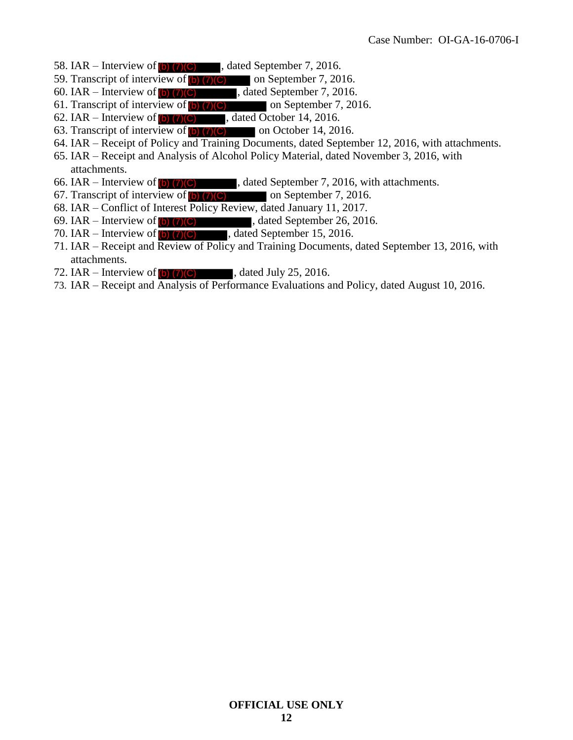58. IAR – Interview of (b) (7)(C), dated September 7, 2016.
59. Transcript of interview of (b) (7)(C) on September 7, 2016.
60. IAR – Interview of (b) (7)(C), dated September 7, 2016.
61. Transcript of interview of (b) (7)(C) on September 7, 2016.
62. IAR – Interview of (b) (7)(C), dated October 14, 2016.
63. Transcript of interview of (b) (7)(C) on October 14, 2016.
64. IAR – Receipt of Policy and Training Documents, dated September 12, 2016, with attachments.
65. IAR – Receipt and Analysis of Alcohol Policy Material, dated November 3, 2016, with attachments.
66. IAR – Interview of (b) (7)(C), dated September 7, 2016, with attachments.
67. Transcript of interview of (b) (7)(C) on September 7, 2016.
68. IAR – Conflict of Interest Policy Review, dated January 11, 2017.
69. IAR – Interview of (b) (7)(C), dated September 26, 2016.
70. IAR – Interview of (b) (7)(C), dated September 15, 2016.
71. IAR – Receipt and Review of Policy and Training Documents, dated September 13, 2016, with attachments.
72. IAR – Interview of (b) (7)(C), dated July 25, 2016.
73. IAR – Receipt and Analysis of Performance Evaluations and Policy, dated August 10, 2016.

**OFFICIAL USE ONLY**